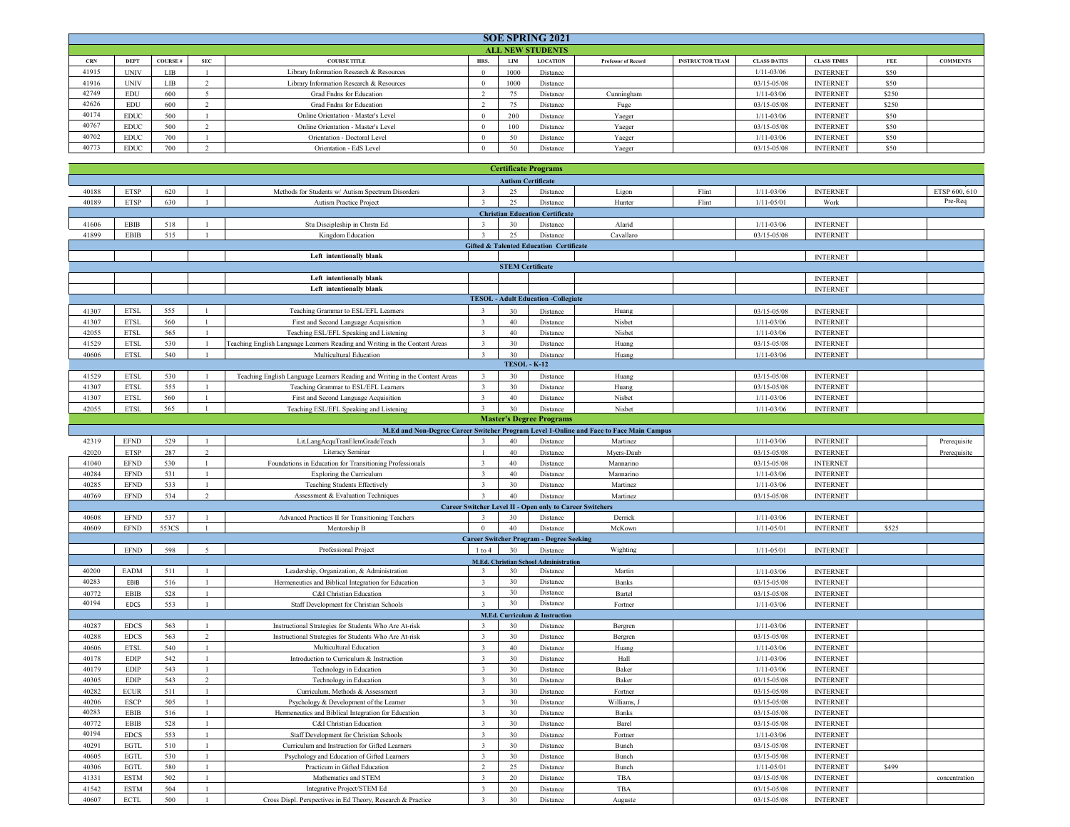# SOE SPRING 2021

## ALL NEW STUDENTS

| CRN | DEPT | COURSE # | SEC | COURSE TITLE | HRS. | LIM | LOCATION | Professor of Record | INSTRUCTOR TEAM | CLASS DATES | CLASS TIMES | FEE | COMMENTS |
|---|---|---|---|---|---|---|---|---|---|---|---|---|---|
| 41915 | UNIV | LIB | 1 | Library Information Research & Resources | 0 | 1000 | Distance | | | 1/11-03/06 | INTERNET | $50 | |
| 41916 | UNIV | LIB | 2 | Library Information Research & Resources | 0 | 1000 | Distance | | | 03/15-05/08 | INTERNET | $50 | |
| 42749 | EDU | 600 | 5 | Grad Fndns for Education | 2 | 75 | Distance | Cunningham | | 1/11-03/06 | INTERNET | $250 | |
| 42626 | EDU | 600 | 2 | Grad Fndns for Education | 2 | 75 | Distance | Fuge | | 03/15-05/08 | INTERNET | $250 | |
| 40174 | EDUC | 500 | 1 | Online Orientation - Master's Level | 0 | 200 | Distance | Yaeger | | 1/11-03/06 | INTERNET | $50 | |
| 40767 | EDUC | 500 | 2 | Online Orientation - Master's Level | 0 | 100 | Distance | Yaeger | | 03/15-05/08 | INTERNET | $50 | |
| 40702 | EDUC | 700 | 1 | Orientation - Doctoral Level | 0 | 50 | Distance | Yaeger | | 1/11-03/06 | INTERNET | $50 | |
| 40773 | EDUC | 700 | 2 | Orientation - EdS Level | 0 | 50 | Distance | Yaeger | | 03/15-05/08 | INTERNET | $50 | |

## Certificate Programs

| CRN | DEPT | COURSE # | SEC | COURSE TITLE | HRS. | LIM | LOCATION | Professor of Record | INSTRUCTOR TEAM | CLASS DATES | CLASS TIMES | FEE | COMMENTS |
|---|---|---|---|---|---|---|---|---|---|---|---|---|---|
| **Autism Certificate** | | | | | | | | | | | | | |
| 40188 | ETSP | 620 | 1 | Methods for Students w/ Autism Spectrum Disorders | 3 | 25 | Distance | Ligon | Flint | 1/11-03/06 | INTERNET | | ETSP 600, 610 |
| 40189 | ETSP | 630 | 1 | Autism Practice Project | 3 | 25 | Distance | Hunter | Flint | 1/11-05/01 | Work | | Pre-Req |
| **Christian Education Certificate** | | | | | | | | | | | | | |
| 41606 | EBIB | 518 | 1 | Stu Discipleship in Chrstn Ed | 3 | 30 | Distance | Alarid | | 1/11-03/06 | INTERNET | | |
| 41899 | EBIB | 515 | 1 | Kingdom Education | 3 | 25 | Distance | Cavallaro | | 03/15-05/08 | INTERNET | | |
| **Gifted & Talented Education Certificate** | | | | | | | | | | | | | |
| | | | | **Left intentionally blank** | | | | | | | INTERNET | | |
| **STEM Certificate** | | | | | | | | | | | | | |
| | | | | **Left intentionally blank** | | | | | | | INTERNET | | |
| | | | | **Left intentionally blank** | | | | | | | INTERNET | | |
| **TESOL - Adult Education -Collegiate** | | | | | | | | | | | | | |
| 41307 | ETSL | 555 | 1 | Teaching Grammar to ESL/EFL Learners | 3 | 30 | Distance | Huang | | 03/15-05/08 | INTERNET | | |
| 41307 | ETSL | 560 | 1 | First and Second Language Acquisition | 3 | 40 | Distance | Nisbet | | 1/11-03/06 | INTERNET | | |
| 42055 | ETSL | 565 | 1 | Teaching ESL/EFL Speaking and Listening | 3 | 40 | Distance | Nisbet | | 1/11-03/06 | INTERNET | | |
| 41529 | ETSL | 530 | 1 | Teaching English Language Learners Reading and Writing in the Content Areas | 3 | 30 | Distance | Huang | | 03/15-05/08 | INTERNET | | |
| 40606 | ETSL | 540 | 1 | Multicultural Education | 3 | 30 | Distance | Huang | | 1/11-03/06 | INTERNET | | |
| **TESOL - K-12** | | | | | | | | | | | | | |
| 41529 | ETSL | 530 | 1 | Teaching English Language Learners Reading and Writing in the Content Areas | 3 | 30 | Distance | Huang | | 03/15-05/08 | INTERNET | | |
| 41307 | ETSL | 555 | 1 | Teaching Grammar to ESL/EFL Learners | 3 | 30 | Distance | Huang | | 03/15-05/08 | INTERNET | | |
| 41307 | ETSL | 560 | 1 | First and Second Language Acquisition | 3 | 40 | Distance | Nisbet | | 1/11-03/06 | INTERNET | | |
| 42055 | ETSL | 565 | 1 | Teaching ESL/EFL Speaking and Listening | 3 | 30 | Distance | Nisbet | | 1/11-03/06 | INTERNET | | |

## Master's Degree Programs

| CRN | DEPT | COURSE # | SEC | COURSE TITLE | HRS. | LIM | LOCATION | Professor of Record | INSTRUCTOR TEAM | CLASS DATES | CLASS TIMES | FEE | COMMENTS |
|---|---|---|---|---|---|---|---|---|---|---|---|---|---|
| **M.Ed and Non-Degree Career Switcher Program Level 1-Online and Face to Face Main Campus** | | | | | | | | | | | | | |
| 42319 | EFND | 529 | 1 | Lit.LangAcquTranElemGradeTeach | 3 | 40 | Distance | Martinez | | 1/11-03/06 | INTERNET | | Prerequisite |
| 42020 | ETSP | 287 | 2 | Literacy Seminar | 1 | 40 | Distance | Myers-Daub | | 03/15-05/08 | INTERNET | | Prerequisite |
| 41040 | EFND | 530 | 1 | Foundations in Education for Transitioning Professionals | 3 | 40 | Distance | Mannarino | | 03/15-05/08 | INTERNET | | |
| 40284 | EFND | 531 | 1 | Exploring the Curriculum | 3 | 40 | Distance | Mannarino | | 1/11-03/06 | INTERNET | | |
| 40285 | EFND | 533 | 1 | Teaching Students Effectively | 3 | 30 | Distance | Martinez | | 1/11-03/06 | INTERNET | | |
| 40769 | EFND | 534 | 2 | Assessment & Evaluation Techniques | 3 | 40 | Distance | Martinez | | 03/15-05/08 | INTERNET | | |
| **Career Switcher Level II - Open only to Career Switchers** | | | | | | | | | | | | | |
| 40608 | EFND | 537 | 1 | Advanced Practices II for Transitioning Teachers | 3 | 30 | Distance | Derrick | | 1/11-03/06 | INTERNET | | |
| 40609 | EFND | 553CS | 1 | Mentorship B | 0 | 40 | Distance | McKown | | 1/11-05/01 | INTERNET | $525 | |
| **Career Switcher Program - Degree Seeking** | | | | | | | | | | | | | |
| | EFND | 598 | 5 | Professional Project | 1 to 4 | 30 | Distance | Wighting | | 1/11-05/01 | INTERNET | | |
| **M.Ed. Christian School Administration** | | | | | | | | | | | | | |
| 40200 | EADM | 511 | 1 | Leadership, Organization, & Administration | 3 | 30 | Distance | Martin | | 1/11-03/06 | INTERNET | | |
| 40283 | EBIB | 516 | 1 | Hermeneutics and Biblical Integration for Education | 3 | 30 | Distance | Banks | | 03/15-05/08 | INTERNET | | |
| 40772 | EBIB | 528 | 1 | C&I Christian Education | 3 | 30 | Distance | Bartel | | 03/15-05/08 | INTERNET | | |
| 40194 | EDCS | 553 | 1 | Staff Development for Christian Schools | 3 | 30 | Distance | Fortner | | 1/11-03/06 | INTERNET | | |
| **M.Ed. Curriculum & Instruction** | | | | | | | | | | | | | |
| 40287 | EDCS | 563 | 1 | Instructional Strategies for Students Who Are At-risk | 3 | 30 | Distance | Bergren | | 1/11-03/06 | INTERNET | | |
| 40288 | EDCS | 563 | 2 | Instructional Strategies for Students Who Are At-risk | 3 | 30 | Distance | Bergren | | 03/15-05/08 | INTERNET | | |
| 40606 | ETSL | 540 | 1 | Multicultural Education | 3 | 40 | Distance | Huang | | 1/11-03/06 | INTERNET | | |
| 40178 | EDIP | 542 | 1 | Introduction to Curriculum & Instruction | 3 | 30 | Distance | Hall | | 1/11-03/06 | INTERNET | | |
| 40179 | EDIP | 543 | 1 | Technology in Education | 3 | 30 | Distance | Baker | | 1/11-03/06 | INTERNET | | |
| 40305 | EDIP | 543 | 2 | Technology in Education | 3 | 30 | Distance | Baker | | 03/15-05/08 | INTERNET | | |
| 40282 | ECUR | 511 | 1 | Curriculum, Methods & Assessment | 3 | 30 | Distance | Fortner | | 03/15-05/08 | INTERNET | | |
| 40206 | ESCP | 505 | 1 | Psychology & Development of the Learner | 3 | 30 | Distance | Williams, J | | 03/15-05/08 | INTERNET | | |
| 40283 | EBIB | 516 | 1 | Hermeneutics and Biblical Integration for Education | 3 | 30 | Distance | Banks | | 03/15-05/08 | INTERNET | | |
| 40772 | EBIB | 528 | 1 | C&I Christian Education | 3 | 30 | Distance | Barel | | 03/15-05/08 | INTERNET | | |
| 40194 | EDCS | 553 | 1 | Staff Development for Christian Schools | 3 | 30 | Distance | Fortner | | 1/11-03/06 | INTERNET | | |
| 40291 | EGTL | 510 | 1 | Curriculum and Instruction for Gifted Learners | 3 | 30 | Distance | Bunch | | 03/15-05/08 | INTERNET | | |
| 40605 | EGTL | 530 | 1 | Psychology and Education of Gifted Learners | 3 | 30 | Distance | Bunch | | 03/15-05/08 | INTERNET | | |
| 40306 | EGTL | 580 | 1 | Practicum in Gifted Education | 2 | 25 | Distance | Bunch | | 1/11-05/01 | INTERNET | $499 | |
| 41331 | ESTM | 502 | 1 | Mathematics and STEM | 3 | 20 | Distance | TBA | | 03/15-05/08 | INTERNET | | concentration |
| 41542 | ESTM | 504 | 1 | Integrative Project/STEM Ed | 3 | 20 | Distance | TBA | | 03/15-05/08 | INTERNET | | |
| 40607 | ECTL | 500 | 1 | Cross Displ. Perspectives in Ed Theory, Research & Practice | 3 | 30 | Distance | Auguste | | 03/15-05/08 | INTERNET | | |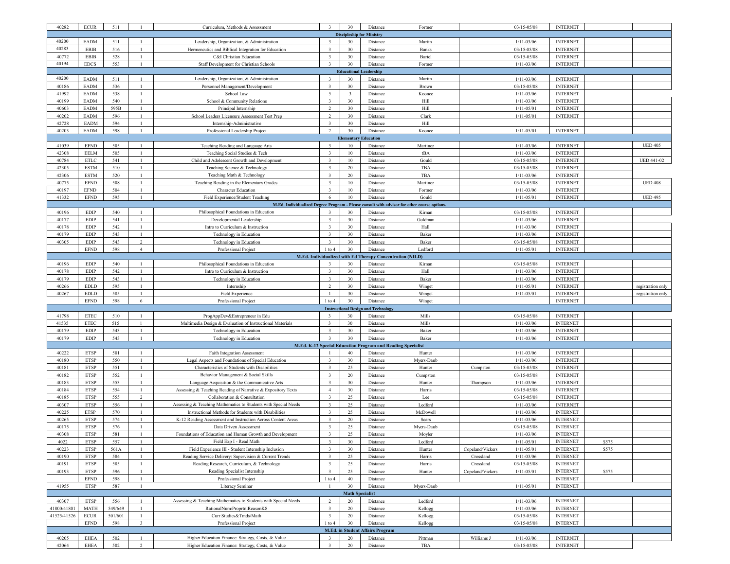| | | | | | | | | | | | | | |
|---|---|---|---|---|---|---|---|---|---|---|---|---|---|
| 40282 | ECUR | 511 | 1 | Curriculum, Methods & Assessment | 3 | 30 | Distance | Fortner | | 03/15-05/08 | INTERNET | | |
| | | | | **Discipleship for Ministry** | | | | | | | | | |
| 40200 | EADM | 511 | 1 | Leadership, Organization, & Administration | 3 | 30 | Distance | Martin | | 1/11-03/06 | INTERNET | | |
| 40283 | EBIB | 516 | 1 | Hermeneutics and Biblical Integration for Education | 3 | 30 | Distance | Banks | | 03/15-05/08 | INTERNET | | |
| 40772 | EBIB | 528 | 1 | C&I Christian Education | 3 | 30 | Distance | Bartel | | 03/15-05/08 | INTERNET | | |
| 40194 | EDCS | 553 | 1 | Staff Development for Christian Schools | 3 | 30 | Distance | Fortner | | 1/11-03/06 | INTERNET | | |
| | | | | **Educational Leadership** | | | | | | | | | |
| 40200 | EADM | 511 | 1 | Leadership, Organization, & Administration | 3 | 30 | Distance | Martin | | 1/11-03/06 | INTERNET | | |
| 40186 | EADM | 536 | 1 | Personnel Management/Development | 3 | 30 | Distance | Brown | | 03/15-05/08 | INTERNET | | |
| 41992 | EADM | 538 | 1 | School Law | 5 | 3 | Distance | Koonce | | 1/11-03/06 | INTERNET | | |
| 40199 | EADM | 540 | 1 | School & Community Relations | 3 | 30 | Distance | Hill | | 1/11-03/06 | INTERNET | | |
| 40603 | EADM | 595B | 1 | Principal Internship | 2 | 30 | Distance | Hill | | 1/11-05/01 | INTERNET | | |
| 40202 | EADM | 596 | 1 | School Leaders Licensure Assessment Test Prep | 2 | 30 | Distance | Clark | | 1/11-05/01 | INTERNET | | |
| 42728 | EADM | 594 | 1 | Internship-Administrative | 3 | 30 | Distance | Hill | | | | | |
| 40203 | EADM | 598 | 1 | Professional Leadership Project | 2 | 30 | Distance | Koonce | | 1/11-05/01 | INTERNET | | |
| | | | | **Elementary Education** | | | | | | | | | |
| 41039 | EFND | 505 | 1 | Teaching Reading and Language Arts | 3 | 10 | Distance | Martinez | | 1/11-03/06 | INTERNET | | UED 405 |
| 42308 | EELM | 505 | 1 | Teaching Social Studies & Tech | 3 | 10 | Distance | tBA | | 1/11-03/06 | INTERNET | | |
| 40784 | ETLC | 541 | 1 | Child and Adolescent Growth and Development | 3 | 10 | Distance | Gould | | 03/15-05/08 | INTERNET | | UED 441-02 |
| 42305 | ESTM | 510 | 1 | Teaching Science & Technology | 3 | 20 | Distance | TBA | | 03/15-05/08 | INTERNET | | |
| 42306 | ESTM | 520 | 1 | Teaching Math & Technology | 3 | 20 | Distance | TBA | | 1/11-03/06 | INTERNET | | |
| 40775 | EFND | 508 | 1 | Teaching Reading in the Elementary Grades | 3 | 10 | Distance | Martinez | | 03/15-05/08 | INTERNET | | UED 408 |
| 40197 | EFND | 504 | 1 | Character Education | 3 | 10 | Distance | Fortner | | 1/11-03/06 | INTERNET | | |
| 41332 | EFND | 595 | 1 | Field Experience/Student Teaching | 6 | 10 | Distance | Gould | | 1/11-05/01 | INTERNET | | UED 495 |
| | | | | **M.Ed. Individualized Degree Program - Please consult with advisor for other course options.** | | | | | | | | | |
| 40196 | EDIP | 540 | 1 | Philosophical Foundations in Education | 3 | 30 | Distance | Kirnan | | 03/15-05/08 | INTERNET | | |
| 40177 | EDIP | 541 | 1 | Developmental Leadership | 3 | 30 | Distance | Goldman | | 1/11-03/06 | INTERNET | | |
| 40178 | EDIP | 542 | 1 | Intro to Curriculum & Instruction | 3 | 30 | Distance | Hall | | 1/11-03/06 | INTERNET | | |
| 40179 | EDIP | 543 | 1 | Technology in Education | 3 | 30 | Distance | Baker | | 1/11-03/06 | INTERNET | | |
| 40305 | EDIP | 543 | 2 | Technology in Education | 3 | 30 | Distance | Baker | | 03/15-05/08 | INTERNET | | |
| | EFND | 598 | 4 | Professional Project | 1 to 4 | 30 | Distance | Ledford | | 1/11-05/01 | INTERNET | | |
| | | | | **M.Ed. Individualized with Ed Therapy Concentration (NILD)** | | | | | | | | | |
| 40196 | EDIP | 540 | 1 | Philosophical Foundations in Education | 3 | 30 | Distance | Kirnan | | 03/15-05/08 | INTERNET | | |
| 40178 | EDIP | 542 | 1 | Intro to Curriculum & Instruction | 3 | 30 | Distance | Hall | | 1/11-03/06 | INTERNET | | |
| 40179 | EDIP | 543 | 1 | Technology in Education | 3 | 30 | Distance | Baker | | 1/11-03/06 | INTERNET | | |
| 40266 | EDLD | 595 | 1 | Internship | 2 | 30 | Distance | Winget | | 1/11-05/01 | INTERNET | | registration only |
| 40267 | EDLD | 585 | 1 | Field Experience | 1 | 30 | Distance | Winget | | 1/11-05/01 | INTERNET | | registration only |
| | EFND | 598 | 6 | Professional Project | 1 to 4 | 30 | Distance | Winget | | | INTERNET | | |
| | | | | **Instructional Design and Technology** | | | | | | | | | |
| 41798 | ETEC | 510 | 1 | ProgAppDev&Entrepreneur in Edu | 3 | 30 | Distance | Mills | | 03/15-05/08 | INTERNET | | |
| 41535 | ETEC | 515 | 1 | Multimedia Design & Evaluation of Instructional Materials | 3 | 30 | Distance | Mills | | 1/11-03/06 | INTERNET | | |
| 40179 | EDIP | 543 | 1 | Technology in Education | 3 | 30 | Distance | Baker | | 1/11-03/06 | INTERNET | | |
| 40179 | EDIP | 543 | 1 | Technology in Education | 3 | 30 | Distance | Baker | | 1/11-03/06 | INTERNET | | |
| | | | | **M.Ed. K-12 Special Education Program and Reading Specialist** | | | | | | | | | |
| 40222 | ETSP | 501 | 1 | Faith Integration Assessment | 1 | 40 | Distance | Hunter | | 1/11-03/06 | INTERNET | | |
| 40180 | ETSP | 550 | 1 | Legal Aspects and Foundations of Special Education | 3 | 30 | Distance | Myers-Daub | | 1/11-03/06 | INTERNET | | |
| 40181 | ETSP | 551 | 1 | Characteristics of Students with Disabilities | 3 | 25 | Distance | Hunter | Cumpston | 03/15-05/08 | INTERNET | | |
| 40182 | ETSP | 552 | 1 | Behavior Management & Social Skills | 3 | 20 | Distance | Cumpston | | 03/15-05/08 | INTERNET | | |
| 40183 | ETSP | 553 | 1 | Language Acquisition & the Communicative Arts | 3 | 30 | Distance | Hunter | Thompson | 1/11-03/06 | INTERNET | | |
| 40184 | ETSP | 554 | 1 | Assessing & Teaching Reading of Narrative & Expository Texts | 4 | 30 | Distance | Harris | | 03/15-05/08 | INTERNET | | |
| 40185 | ETSP | 555 | 2 | Collaboration & Consultation | 3 | 25 | Distance | Lee | | 03/15-05/08 | INTERNET | | |
| 40307 | ETSP | 556 | 1 | Assessing & Teaching Mathematics to Students with Special Needs | 3 | 25 | Distance | Ledford | | 1/11-03/06 | INTERNET | | |
| 40225 | ETSP | 570 | 1 | Instructional Methods for Students with Disabilities | 3 | 25 | Distance | McDowell | | 1/11-03/06 | INTERNET | | |
| 40265 | ETSP | 574 | 1 | K-12 Reading Assessment and Instruction Across Content Areas | 3 | 20 | Distance | Sears | | 1/11-03/06 | INTERNET | | |
| 40175 | ETSP | 576 | 1 | Data Driven Assessment | 3 | 25 | Distance | Myers-Daub | | 03/15-05/08 | INTERNET | | |
| 40308 | ETSP | 581 | 1 | Foundations of Education and Human Growth and Development | 3 | 25 | Distance | Moyler | | 1/11-03/06 | INTERNET | | |
| 4022 | ETSP | 557 | 1 | Field Exp I - Read Math | 3 | 30 | Distance | Ledford | | 1/11-05/01 | INTERNET | $575 | |
| 40223 | ETSP | 561A | 1 | Field Experience III - Student Internship Inclusion | 3 | 30 | Distance | Hunter | Copeland/Vickers | 1/11-05/01 | INTERNET | $575 | |
| 40190 | ETSP | 584 | 1 | Reading Service Delivery: Supervision & Current Trends | 3 | 25 | Distance | Harris | Crossland | 1/11-03/06 | INTERNET | | |
| 40191 | ETSP | 585 | 1 | Reading Research, Curriculum, & Technology | 3 | 25 | Distance | Harris | Crossland | 03/15-05/08 | INTERNET | | |
| 40193 | ETSP | 596 | 1 | Reading Specialist Internship | 3 | 25 | Distance | Hunter | Copeland/Vickers | 1/11-05/01 | INTERNET | $575 | |
| | EFND | 598 | 1 | Professional Project | 1 to 4 | 40 | Distance | | | | INTERNET | | |
| 41955 | ETSP | 587 | 1 | Literacy Seminar | 1 | 30 | Distance | Myers-Daub | | 1/11-05/01 | INTERNET | | |
| | | | | **Math Specialist** | | | | | | | | | |
| 40307 | ETSP | 556 | 1 | Assessing & Teaching Mathematics to Students with Special Needs | 2 | 20 | Distance | Ledford | | 1/11-03/06 | INTERNET | | |
| 41800/41801 | MATH | 549/649 | 1 | RationalNum/ProprtnlReasonK8 | 3 | 20 | Distance | Kellogg | | 1/11-03/06 | INTERNET | | |
| 41525/41526 | ECUR | 501/601 | 1 | Curr Studies&Trnds/Math | 3 | 20 | Distance | Kellogg | | 03/15-05/08 | INTERNET | | |
| | EFND | 598 | 3 | Professional Project | 1 to 4 | 30 | Distance | Kellogg | | 03/15-05/08 | INTERNET | | |
| | | | | **M.Ed. in Student Affairs Program** | | | | | | | | | |
| 40205 | EHEA | 502 | 1 | Higher Education Finance: Strategy, Costs, & Value | 3 | 20 | Distance | Pittman | Williams J | 1/11-03/06 | INTERNET | | |
| 42064 | EHEA | 502 | 2 | Higher Education Finance: Strategy, Costs, & Value | 3 | 20 | Distance | TBA | | 03/15-05/08 | INTERNET | | |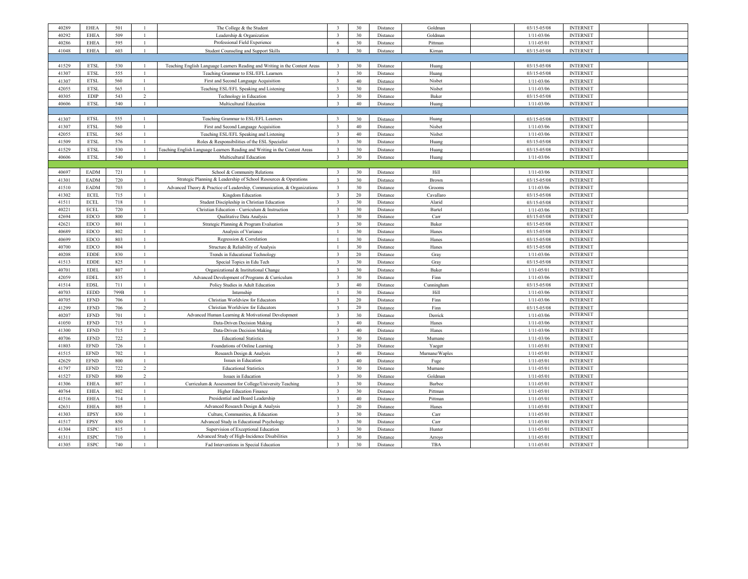| | | | | | | | | | | | | | |
|---|---|---|---|---|---|---|---|---|---|---|---|---|---|
| 40289 | EHEA | 501 | 1 | The College & the Student | 3 | 30 | Distance | Goldman | | 03/15-05/08 | INTERNET | | |
| 40292 | EHEA | 509 | 1 | Leadership & Organization | 3 | 30 | Distance | Goldman | | 1/11-03/06 | INTERNET | | |
| 40286 | EHEA | 595 | 1 | Professional Field Experience | 6 | 30 | Distance | Pittman | | 1/11-05/01 | INTERNET | | |
| 41048 | EHEA | 603 | 1 | Student Counseling and Support Skills | 3 | 30 | Distance | Kirnan | | 03/15-05/08 | INTERNET | | |
| | | | | | | | | | | | | | |
| 41529 | ETSL | 530 | 1 | Teaching English Language Learners Reading and Writing in the Content Areas | 3 | 30 | Distance | Huang | | 03/15-05/08 | INTERNET | | |
| 41307 | ETSL | 555 | 1 | Teaching Grammar to ESL/EFL Learners | 3 | 30 | Distance | Huang | | 03/15-05/08 | INTERNET | | |
| 41307 | ETSL | 560 | 1 | First and Second Language Acquisition | 3 | 40 | Distance | Nisbet | | 1/11-03/06 | INTERNET | | |
| 42055 | ETSL | 565 | 1 | Teaching ESL/EFL Speaking and Listening | 3 | 30 | Distance | Nisbet | | 1/11-03/06 | INTERNET | | |
| 40305 | EDIP | 543 | 2 | Technology in Education | 3 | 30 | Distance | Baker | | 03/15-05/08 | INTERNET | | |
| 40606 | ETSL | 540 | 1 | Multicultural Education | 3 | 40 | Distance | Huang | | 1/11-03/06 | INTERNET | | |
| | | | | | | | | | | | | | |
| 41307 | ETSL | 555 | 1 | Teaching Grammar to ESL/EFL Learners | 3 | 30 | Distance | Huang | | 03/15-05/08 | INTERNET | | |
| 41307 | ETSL | 560 | 1 | First and Second Language Acquisition | 3 | 40 | Distance | Nisbet | | 1/11-03/06 | INTERNET | | |
| 42055 | ETSL | 565 | 1 | Teaching ESL/EFL Speaking and Listening | 3 | 40 | Distance | Nisbet | | 1/11-03/06 | INTERNET | | |
| 41509 | ETSL | 576 | 1 | Roles & Responsibilities of the ESL Specialist | 3 | 30 | Distance | Huang | | 03/15-05/08 | INTERNET | | |
| 41529 | ETSL | 530 | 1 | Teaching English Language Learners Reading and Writing in the Content Areas | 3 | 30 | Distance | Huang | | 03/15-05/08 | INTERNET | | |
| 40606 | ETSL | 540 | 1 | Multicultural Education | 3 | 30 | Distance | Huang | | 1/11-03/06 | INTERNET | | |
| | | | | | | | | | | | | | |
| 40697 | EADM | 721 | 1 | School & Community Relations | 3 | 30 | Distance | Hill | | 1/11-03/06 | INTERNET | | |
| 41301 | EADM | 720 | 1 | Strategic Planning & Leadership of School Resources & Operations | 3 | 30 | Distance | Brown | | 03/15-05/08 | INTERNET | | |
| 41510 | EADM | 703 | 1 | Advanced Theory & Practice of Leadership, Communication, & Organizations | 3 | 30 | Distance | Grooms | | 1/11-03/06 | INTERNET | | |
| 41302 | ECEL | 715 | 1 | Kingdom Education | 3 | 20 | Distance | Cavallaro | | 03/15-05/08 | INTERNET | | |
| 41511 | ECEL | 718 | 1 | Student Discipleship in Christian Education | 3 | 30 | Distance | Alarid | | 03/15-05/08 | INTERNET | | |
| 40221 | ECEL | 720 | 1 | Christian Education - Curriculum & Instruction | 3 | 30 | Distance | Bartel | | 1/11-03/06 | INTERNET | | |
| 42694 | EDCO | 800 | 1 | Qualitative Data Analysis | 3 | 30 | Distance | Carr | | 03/15-05/08 | INTERNET | | |
| 42621 | EDCO | 801 | 1 | Strategic Planning & Program Evaluation | 3 | 30 | Distance | Baker | | 03/15-05/08 | INTERNET | | |
| 40689 | EDCO | 802 | 1 | Analysis of Variance | 1 | 30 | Distance | Hanes | | 03/15-05/08 | INTERNET | | |
| 40699 | EDCO | 803 | 1 | Regression & Correlation | 1 | 30 | Distance | Hanes | | 03/15-05/08 | INTERNET | | |
| 40700 | EDCO | 804 | 1 | Structure & Reliability of Analysis | 1 | 30 | Distance | Hanes | | 03/15-05/08 | INTERNET | | |
| 40208 | EDDE | 830 | 1 | Trends in Educational Technology | 3 | 20 | Distance | Gray | | 1/11-03/06 | INTERNET | | |
| 41513 | EDDE | 825 | 1 | Special Topics in Edu Tech | 3 | 30 | Distance | Gray | | 03/15-05/08 | INTERNET | | |
| 40701 | EDEL | 807 | 1 | Organizational & Institutional Change | 3 | 30 | Distance | Baker | | 1/11-05/01 | INTERNET | | |
| 42059 | EDEL | 835 | 1 | Advanced Development of Programs & Curriculum | 3 | 30 | Distance | Finn | | 1/11-03/06 | INTERNET | | |
| 41514 | EDSL | 711 | 1 | Policy Studies in Adult Education | 3 | 40 | Distance | Cunningham | | 03/15-05/08 | INTERNET | | |
| 40703 | EEDD | 799B | 1 | Internship | 1 | 30 | Distance | Hill | | 1/11-03/06 | INTERNET | | |
| 40705 | EFND | 706 | 1 | Christian Worldview for Educators | 3 | 20 | Distance | Finn | | 1/11-03/06 | INTERNET | | |
| 41299 | EFND | 706 | 2 | Christian Worldview for Educators | 3 | 20 | Distance | Finn | | 03/15-05/08 | INTERNET | | |
| 40207 | EFND | 701 | 1 | Advanced Human Learning & Motivational Development | 3 | 30 | Distance | Derrick | | 1/11-03/06 | INTERNET | | |
| 41050 | EFND | 715 | 1 | Data-Driven Decision Making | 3 | 40 | Distance | Hanes | | 1/11-03/06 | INTERNET | | |
| 41300 | EFND | 715 | 2 | Data-Driven Decision Making | 3 | 40 | Distance | Hanes | | 1/11-03/06 | INTERNET | | |
| 40706 | EFND | 722 | 1 | Educational Statistics | 3 | 30 | Distance | Murnane | | 1/11-03/06 | INTERNET | | |
| 41803 | EFND | 726 | 1 | Foundations of Online Learning | 3 | 20 | Distance | Yaeger | | 1/11-05/01 | INTERNET | | |
| 41515 | EFND | 702 | 1 | Research Design & Analysis | 3 | 40 | Distance | Murnane/Waples | | 1/11-05/01 | INTERNET | | |
| 42629 | EFND | 800 | 1 | Issues in Education | 3 | 40 | Distance | Fuge | | 1/11-05/01 | INTERNET | | |
| 41797 | EFND | 722 | 2 | Educational Statistics | 3 | 30 | Distance | Murnane | | 1/11-05/01 | INTERNET | | |
| 41527 | EFND | 800 | 2 | Issues in Education | 3 | 30 | Distance | Goldman | | 1/11-05/01 | INTERNET | | |
| 41306 | EHEA | 807 | 1 | Curriculum & Assessment for College/University Teaching | 3 | 30 | Distance | Barbee | | 1/11-05/01 | INTERNET | | |
| 40764 | EHEA | 802 | 1 | Higher Education Finance | 3 | 30 | Distance | Pittman | | 1/11-05/01 | INTERNET | | |
| 41516 | EHEA | 714 | 1 | Presidential and Board Leadership | 3 | 40 | Distance | Pittman | | 1/11-05/01 | INTERNET | | |
| 42631 | EHEA | 805 | 1 | Advanced Research Design & Analysis | 3 | 20 | Distance | Hanes | | 1/11-05/01 | INTERNET | | |
| 41303 | EPSY | 830 | 1 | Culture, Communities, & Education | 3 | 30 | Distance | Carr | | 1/11-05/01 | INTERNET | | |
| 41517 | EPSY | 850 | 1 | Advanced Study in Educational Psychology | 3 | 30 | Distance | Carr | | 1/11-05/01 | INTERNET | | |
| 41304 | ESPC | 815 | 1 | Supervision of Exceptional Education | 3 | 30 | Distance | Hunter | | 1/11-05/01 | INTERNET | | |
| 41311 | ESPC | 710 | 1 | Advanced Study of High-Incidence Disabilities | 3 | 30 | Distance | Arroyo | | 1/11-05/01 | INTERNET | | |
| 41305 | ESPC | 740 | 1 | Fad Interventions in Special Education | 3 | 30 | Distance | TBA | | 1/11-05/01 | INTERNET | | |